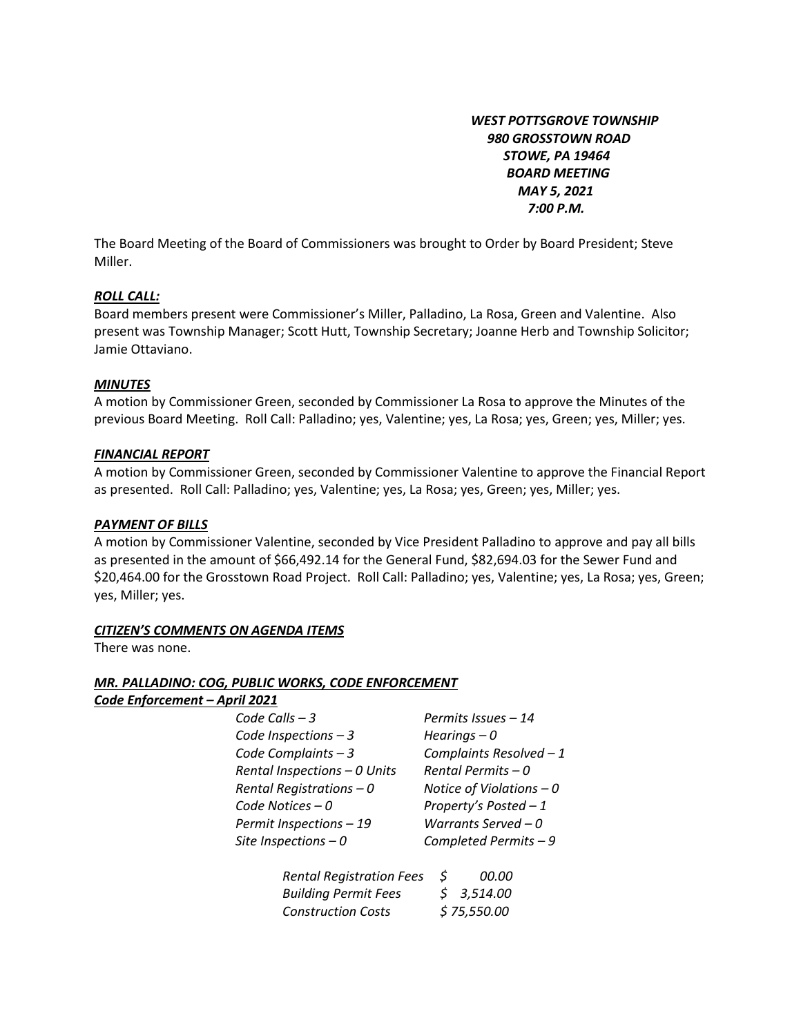***WEST POTTSGROVE TOWNSHIP***
***980 GROSSTOWN ROAD***
***STOWE, PA 19464***
***BOARD MEETING***
***MAY 5, 2021***
***7:00 P.M.***

The Board Meeting of the Board of Commissioners was brought to Order by Board President; Steve Miller.

***ROLL CALL:***

Board members present were Commissioner's Miller, Palladino, La Rosa, Green and Valentine. Also present was Township Manager; Scott Hutt, Township Secretary; Joanne Herb and Township Solicitor; Jamie Ottaviano.

***MINUTES***

A motion by Commissioner Green, seconded by Commissioner La Rosa to approve the Minutes of the previous Board Meeting. Roll Call: Palladino; yes, Valentine; yes, La Rosa; yes, Green; yes, Miller; yes.

***FINANCIAL REPORT***

A motion by Commissioner Green, seconded by Commissioner Valentine to approve the Financial Report as presented. Roll Call: Palladino; yes, Valentine; yes, La Rosa; yes, Green; yes, Miller; yes.

***PAYMENT OF BILLS***

A motion by Commissioner Valentine, seconded by Vice President Palladino to approve and pay all bills as presented in the amount of $66,492.14 for the General Fund, $82,694.03 for the Sewer Fund and $20,464.00 for the Grosstown Road Project. Roll Call: Palladino; yes, Valentine; yes, La Rosa; yes, Green; yes, Miller; yes.

***CITIZEN'S COMMENTS ON AGENDA ITEMS***

There was none.

***MR. PALLADINO: COG, PUBLIC WORKS, CODE ENFORCEMENT***

***Code Enforcement – April 2021***

| | |
|---|---|
| *Code Calls – 3* | *Permits Issues – 14* |
| *Code Inspections – 3* | *Hearings – 0* |
| *Code Complaints – 3* | *Complaints Resolved – 1* |
| *Rental Inspections – 0 Units* | *Rental Permits – 0* |
| *Rental Registrations – 0* | *Notice of Violations – 0* |
| *Code Notices – 0* | *Property's Posted – 1* |
| *Permit Inspections – 19* | *Warrants Served – 0* |
| *Site Inspections – 0* | *Completed Permits – 9* |

| | |
|---|---|
| *Rental Registration Fees* | *$ 00.00* |
| *Building Permit Fees* | *$ 3,514.00* |
| *Construction Costs* | *$ 75,550.00* |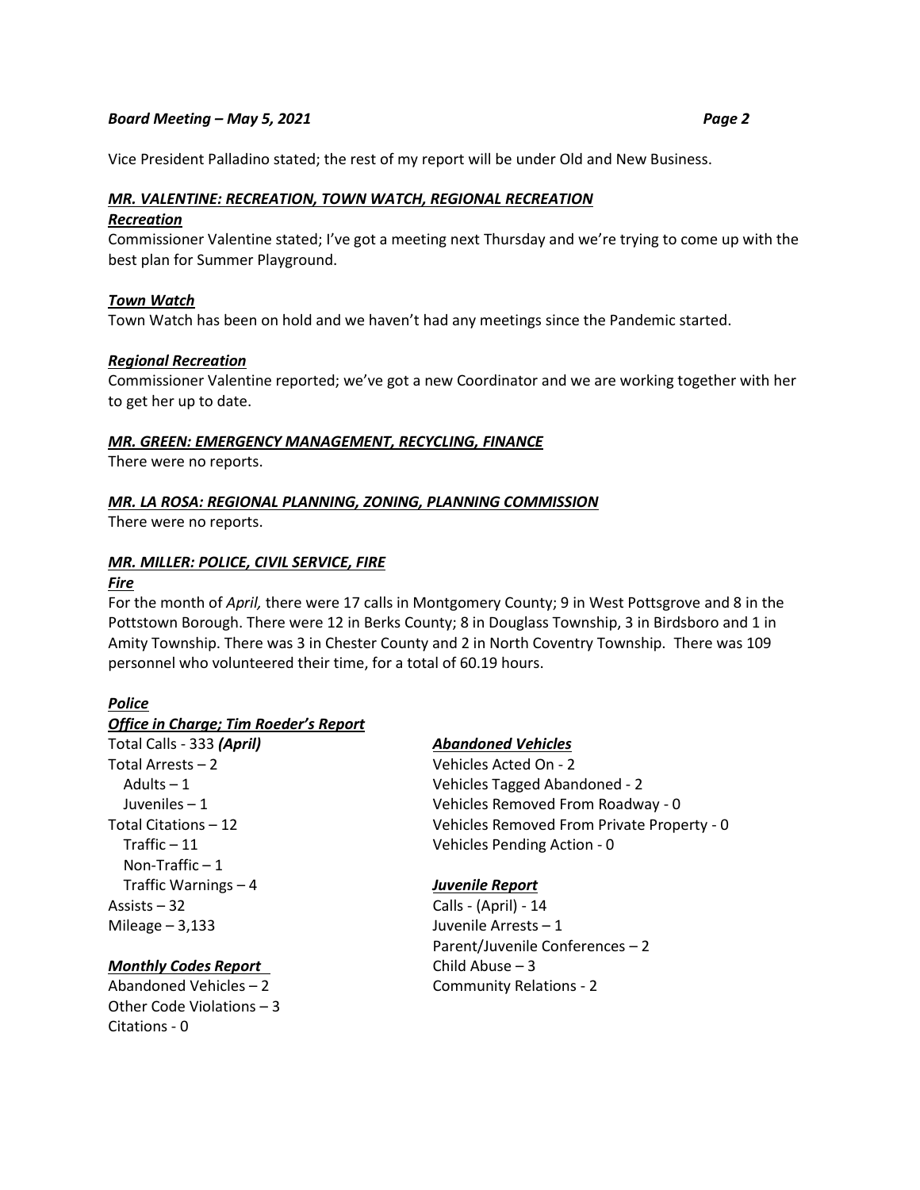Vice President Palladino stated; the rest of my report will be under Old and New Business.

### ***MR. VALENTINE: RECREATION, TOWN WATCH, REGIONAL RECREATION***

***Recreation***

Commissioner Valentine stated; I've got a meeting next Thursday and we're trying to come up with the best plan for Summer Playground.

***Town Watch***

Town Watch has been on hold and we haven't had any meetings since the Pandemic started.

***Regional Recreation***

Commissioner Valentine reported; we've got a new Coordinator and we are working together with her to get her up to date.

### ***MR. GREEN: EMERGENCY MANAGEMENT, RECYCLING, FINANCE***

There were no reports.

### ***MR. LA ROSA: REGIONAL PLANNING, ZONING, PLANNING COMMISSION***

There were no reports.

### ***MR. MILLER: POLICE, CIVIL SERVICE, FIRE***

***Fire***

For the month of *April,* there were 17 calls in Montgomery County; 9 in West Pottsgrove and 8 in the Pottstown Borough. There were 12 in Berks County; 8 in Douglass Township, 3 in Birdsboro and 1 in Amity Township. There was 3 in Chester County and 2 in North Coventry Township. There was 109 personnel who volunteered their time, for a total of 60.19 hours.

***Police***

***Office in Charge; Tim Roeder's Report***

Total Calls - 333 ***(April)***
Total Arrests – 2
- Adults – 1
- Juveniles – 1

Total Citations – 12
- Traffic – 11
- Non-Traffic – 1
- Traffic Warnings – 4

Assists – 32
Mileage – 3,133

***Monthly Codes Report***

Abandoned Vehicles – 2
Other Code Violations – 3
Citations - 0

***Abandoned Vehicles***

Vehicles Acted On - 2
Vehicles Tagged Abandoned - 2
Vehicles Removed From Roadway - 0
Vehicles Removed From Private Property - 0
Vehicles Pending Action - 0

***Juvenile Report***

Calls - (April) - 14
Juvenile Arrests – 1
Parent/Juvenile Conferences – 2
Child Abuse – 3
Community Relations - 2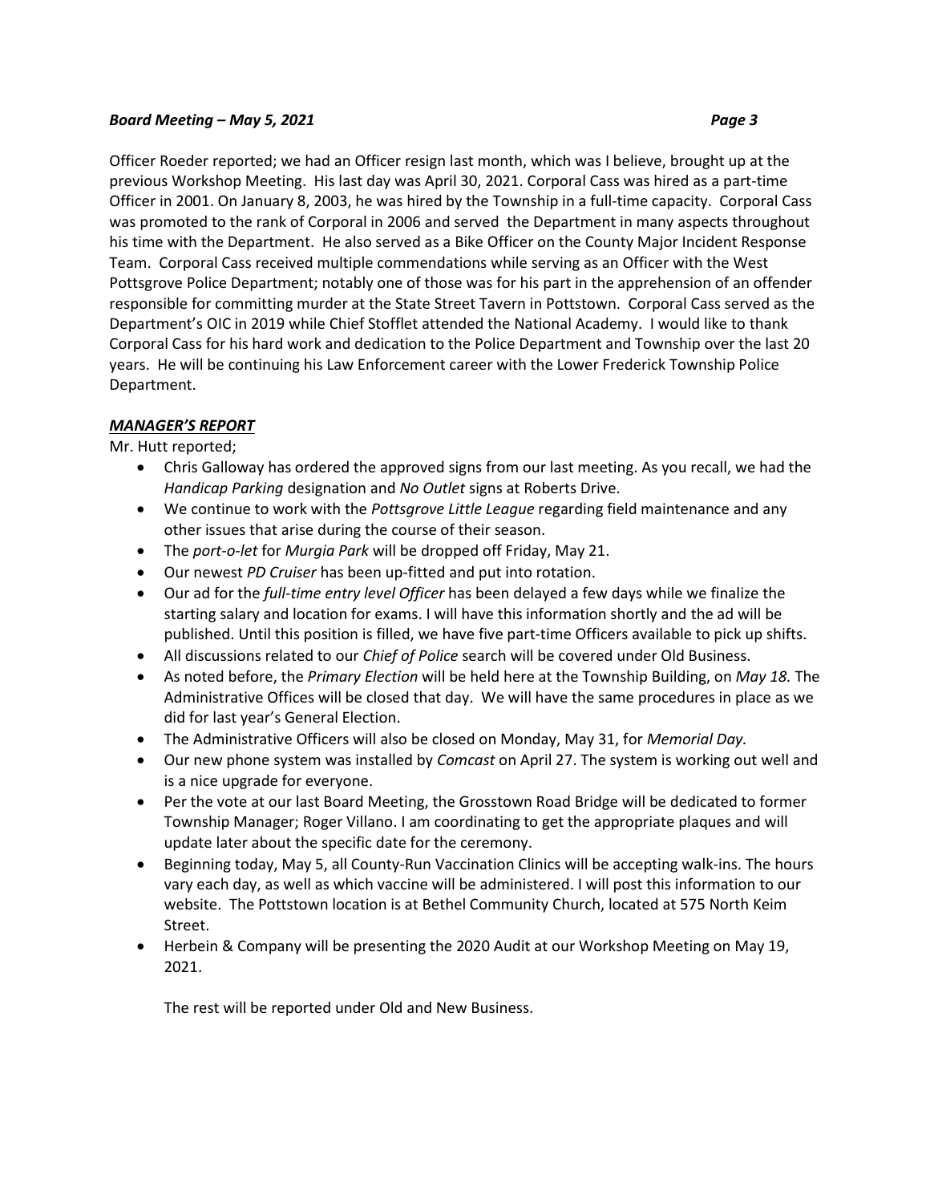Officer Roeder reported; we had an Officer resign last month, which was I believe, brought up at the previous Workshop Meeting. His last day was April 30, 2021. Corporal Cass was hired as a part-time Officer in 2001. On January 8, 2003, he was hired by the Township in a full-time capacity. Corporal Cass was promoted to the rank of Corporal in 2006 and served the Department in many aspects throughout his time with the Department. He also served as a Bike Officer on the County Major Incident Response Team. Corporal Cass received multiple commendations while serving as an Officer with the West Pottsgrove Police Department; notably one of those was for his part in the apprehension of an offender responsible for committing murder at the State Street Tavern in Pottstown. Corporal Cass served as the Department's OIC in 2019 while Chief Stofflet attended the National Academy. I would like to thank Corporal Cass for his hard work and dedication to the Police Department and Township over the last 20 years. He will be continuing his Law Enforcement career with the Lower Frederick Township Police Department.

***MANAGER'S REPORT***

Mr. Hutt reported;

- Chris Galloway has ordered the approved signs from our last meeting. As you recall, we had the *Handicap Parking* designation and *No Outlet* signs at Roberts Drive.
- We continue to work with the *Pottsgrove Little League* regarding field maintenance and any other issues that arise during the course of their season.
- The *port-o-let* for *Murgia Park* will be dropped off Friday, May 21.
- Our newest *PD Cruiser* has been up-fitted and put into rotation.
- Our ad for the *full-time entry level Officer* has been delayed a few days while we finalize the starting salary and location for exams. I will have this information shortly and the ad will be published. Until this position is filled, we have five part-time Officers available to pick up shifts.
- All discussions related to our *Chief of Police* search will be covered under Old Business.
- As noted before, the *Primary Election* will be held here at the Township Building, on *May 18.* The Administrative Offices will be closed that day. We will have the same procedures in place as we did for last year's General Election.
- The Administrative Officers will also be closed on Monday, May 31, for *Memorial Day.*
- Our new phone system was installed by *Comcast* on April 27. The system is working out well and is a nice upgrade for everyone.
- Per the vote at our last Board Meeting, the Grosstown Road Bridge will be dedicated to former Township Manager; Roger Villano. I am coordinating to get the appropriate plaques and will update later about the specific date for the ceremony.
- Beginning today, May 5, all County-Run Vaccination Clinics will be accepting walk-ins. The hours vary each day, as well as which vaccine will be administered. I will post this information to our website. The Pottstown location is at Bethel Community Church, located at 575 North Keim Street.
- Herbein & Company will be presenting the 2020 Audit at our Workshop Meeting on May 19, 2021.

The rest will be reported under Old and New Business.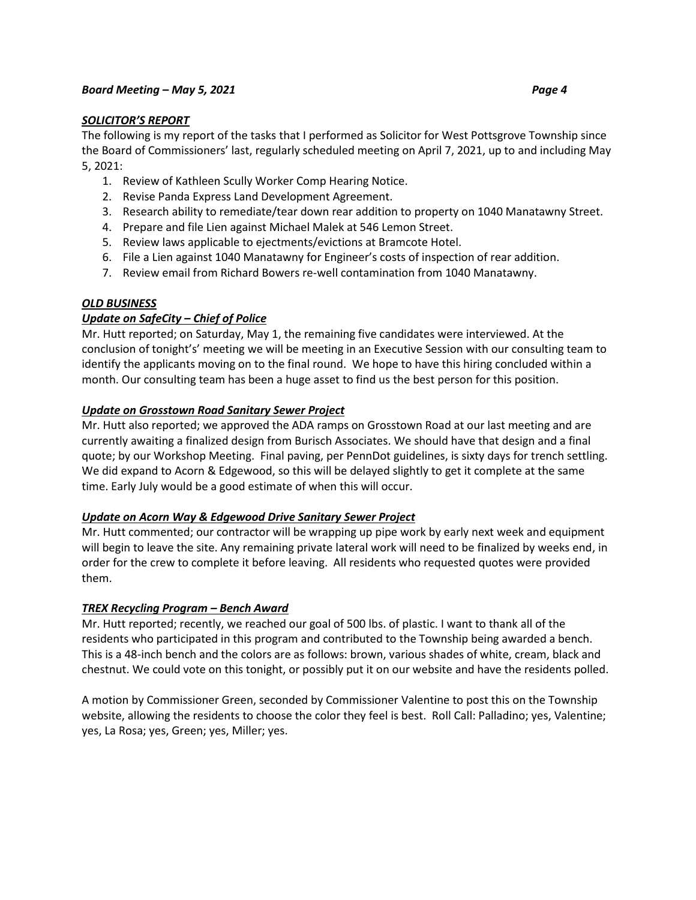## ***SOLICITOR'S REPORT***

The following is my report of the tasks that I performed as Solicitor for West Pottsgrove Township since the Board of Commissioners' last, regularly scheduled meeting on April 7, 2021, up to and including May 5, 2021:

1. Review of Kathleen Scully Worker Comp Hearing Notice.
2. Revise Panda Express Land Development Agreement.
3. Research ability to remediate/tear down rear addition to property on 1040 Manatawny Street.
4. Prepare and file Lien against Michael Malek at 546 Lemon Street.
5. Review laws applicable to ejectments/evictions at Bramcote Hotel.
6. File a Lien against 1040 Manatawny for Engineer's costs of inspection of rear addition.
7. Review email from Richard Bowers re-well contamination from 1040 Manatawny.

## ***OLD BUSINESS***

### ***Update on SafeCity – Chief of Police***

Mr. Hutt reported; on Saturday, May 1, the remaining five candidates were interviewed. At the conclusion of tonight's' meeting we will be meeting in an Executive Session with our consulting team to identify the applicants moving on to the final round. We hope to have this hiring concluded within a month. Our consulting team has been a huge asset to find us the best person for this position.

### ***Update on Grosstown Road Sanitary Sewer Project***

Mr. Hutt also reported; we approved the ADA ramps on Grosstown Road at our last meeting and are currently awaiting a finalized design from Burisch Associates. We should have that design and a final quote; by our Workshop Meeting. Final paving, per PennDot guidelines, is sixty days for trench settling. We did expand to Acorn & Edgewood, so this will be delayed slightly to get it complete at the same time. Early July would be a good estimate of when this will occur.

### ***Update on Acorn Way & Edgewood Drive Sanitary Sewer Project***

Mr. Hutt commented; our contractor will be wrapping up pipe work by early next week and equipment will begin to leave the site. Any remaining private lateral work will need to be finalized by weeks end, in order for the crew to complete it before leaving. All residents who requested quotes were provided them.

### ***TREX Recycling Program – Bench Award***

Mr. Hutt reported; recently, we reached our goal of 500 lbs. of plastic. I want to thank all of the residents who participated in this program and contributed to the Township being awarded a bench. This is a 48-inch bench and the colors are as follows: brown, various shades of white, cream, black and chestnut. We could vote on this tonight, or possibly put it on our website and have the residents polled.

A motion by Commissioner Green, seconded by Commissioner Valentine to post this on the Township website, allowing the residents to choose the color they feel is best. Roll Call: Palladino; yes, Valentine; yes, La Rosa; yes, Green; yes, Miller; yes.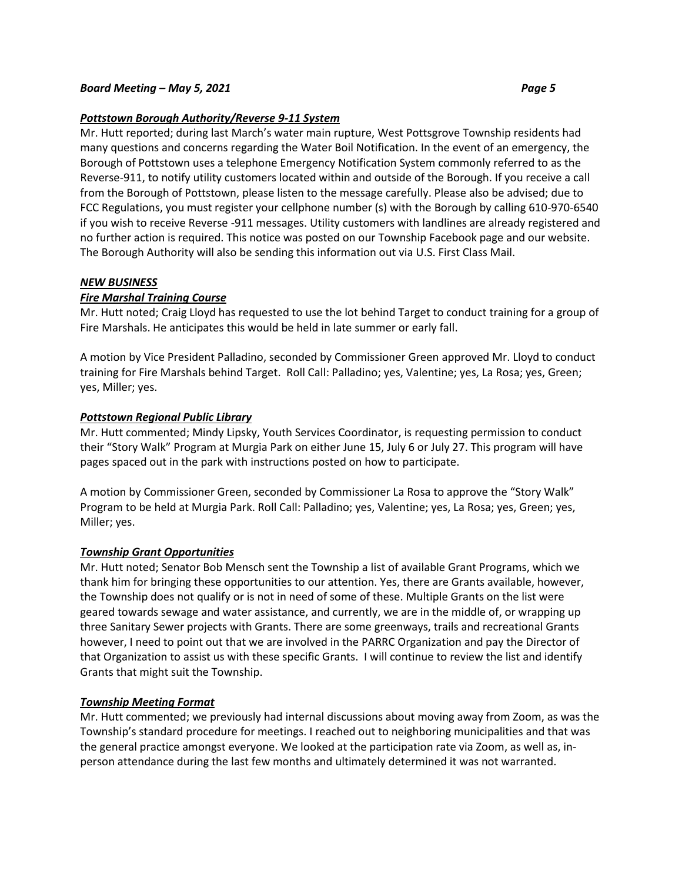### *Pottstown Borough Authority/Reverse 9-11 System*

Mr. Hutt reported; during last March's water main rupture, West Pottsgrove Township residents had many questions and concerns regarding the Water Boil Notification. In the event of an emergency, the Borough of Pottstown uses a telephone Emergency Notification System commonly referred to as the Reverse-911, to notify utility customers located within and outside of the Borough. If you receive a call from the Borough of Pottstown, please listen to the message carefully. Please also be advised; due to FCC Regulations, you must register your cellphone number (s) with the Borough by calling 610-970-6540 if you wish to receive Reverse -911 messages. Utility customers with landlines are already registered and no further action is required. This notice was posted on our Township Facebook page and our website. The Borough Authority will also be sending this information out via U.S. First Class Mail.

## *NEW BUSINESS*

### *Fire Marshal Training Course*

Mr. Hutt noted; Craig Lloyd has requested to use the lot behind Target to conduct training for a group of Fire Marshals. He anticipates this would be held in late summer or early fall.

A motion by Vice President Palladino, seconded by Commissioner Green approved Mr. Lloyd to conduct training for Fire Marshals behind Target. Roll Call: Palladino; yes, Valentine; yes, La Rosa; yes, Green; yes, Miller; yes.

### *Pottstown Regional Public Library*

Mr. Hutt commented; Mindy Lipsky, Youth Services Coordinator, is requesting permission to conduct their "Story Walk" Program at Murgia Park on either June 15, July 6 or July 27. This program will have pages spaced out in the park with instructions posted on how to participate.

A motion by Commissioner Green, seconded by Commissioner La Rosa to approve the "Story Walk" Program to be held at Murgia Park. Roll Call: Palladino; yes, Valentine; yes, La Rosa; yes, Green; yes, Miller; yes.

### *Township Grant Opportunities*

Mr. Hutt noted; Senator Bob Mensch sent the Township a list of available Grant Programs, which we thank him for bringing these opportunities to our attention. Yes, there are Grants available, however, the Township does not qualify or is not in need of some of these. Multiple Grants on the list were geared towards sewage and water assistance, and currently, we are in the middle of, or wrapping up three Sanitary Sewer projects with Grants. There are some greenways, trails and recreational Grants however, I need to point out that we are involved in the PARRC Organization and pay the Director of that Organization to assist us with these specific Grants. I will continue to review the list and identify Grants that might suit the Township.

### *Township Meeting Format*

Mr. Hutt commented; we previously had internal discussions about moving away from Zoom, as was the Township's standard procedure for meetings. I reached out to neighboring municipalities and that was the general practice amongst everyone. We looked at the participation rate via Zoom, as well as, in-person attendance during the last few months and ultimately determined it was not warranted.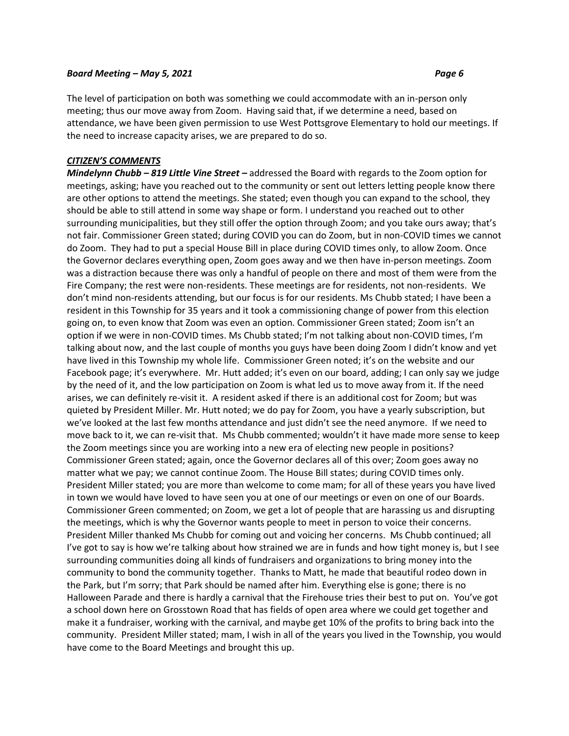The level of participation on both was something we could accommodate with an in-person only meeting; thus our move away from Zoom. Having said that, if we determine a need, based on attendance, we have been given permission to use West Pottsgrove Elementary to hold our meetings. If the need to increase capacity arises, we are prepared to do so.

***CITIZEN'S COMMENTS***

***Mindelynn Chubb – 819 Little Vine Street –*** addressed the Board with regards to the Zoom option for meetings, asking; have you reached out to the community or sent out letters letting people know there are other options to attend the meetings. She stated; even though you can expand to the school, they should be able to still attend in some way shape or form. I understand you reached out to other surrounding municipalities, but they still offer the option through Zoom; and you take ours away; that's not fair. Commissioner Green stated; during COVID you can do Zoom, but in non-COVID times we cannot do Zoom. They had to put a special House Bill in place during COVID times only, to allow Zoom. Once the Governor declares everything open, Zoom goes away and we then have in-person meetings. Zoom was a distraction because there was only a handful of people on there and most of them were from the Fire Company; the rest were non-residents. These meetings are for residents, not non-residents. We don't mind non-residents attending, but our focus is for our residents. Ms Chubb stated; I have been a resident in this Township for 35 years and it took a commissioning change of power from this election going on, to even know that Zoom was even an option. Commissioner Green stated; Zoom isn't an option if we were in non-COVID times. Ms Chubb stated; I'm not talking about non-COVID times, I'm talking about now, and the last couple of months you guys have been doing Zoom I didn't know and yet have lived in this Township my whole life. Commissioner Green noted; it's on the website and our Facebook page; it's everywhere. Mr. Hutt added; it's even on our board, adding; I can only say we judge by the need of it, and the low participation on Zoom is what led us to move away from it. If the need arises, we can definitely re-visit it. A resident asked if there is an additional cost for Zoom; but was quieted by President Miller. Mr. Hutt noted; we do pay for Zoom, you have a yearly subscription, but we've looked at the last few months attendance and just didn't see the need anymore. If we need to move back to it, we can re-visit that. Ms Chubb commented; wouldn't it have made more sense to keep the Zoom meetings since you are working into a new era of electing new people in positions? Commissioner Green stated; again, once the Governor declares all of this over; Zoom goes away no matter what we pay; we cannot continue Zoom. The House Bill states; during COVID times only. President Miller stated; you are more than welcome to come mam; for all of these years you have lived in town we would have loved to have seen you at one of our meetings or even on one of our Boards. Commissioner Green commented; on Zoom, we get a lot of people that are harassing us and disrupting the meetings, which is why the Governor wants people to meet in person to voice their concerns. President Miller thanked Ms Chubb for coming out and voicing her concerns. Ms Chubb continued; all I've got to say is how we're talking about how strained we are in funds and how tight money is, but I see surrounding communities doing all kinds of fundraisers and organizations to bring money into the community to bond the community together. Thanks to Matt, he made that beautiful rodeo down in the Park, but I'm sorry; that Park should be named after him. Everything else is gone; there is no Halloween Parade and there is hardly a carnival that the Firehouse tries their best to put on. You've got a school down here on Grosstown Road that has fields of open area where we could get together and make it a fundraiser, working with the carnival, and maybe get 10% of the profits to bring back into the community. President Miller stated; mam, I wish in all of the years you lived in the Township, you would have come to the Board Meetings and brought this up.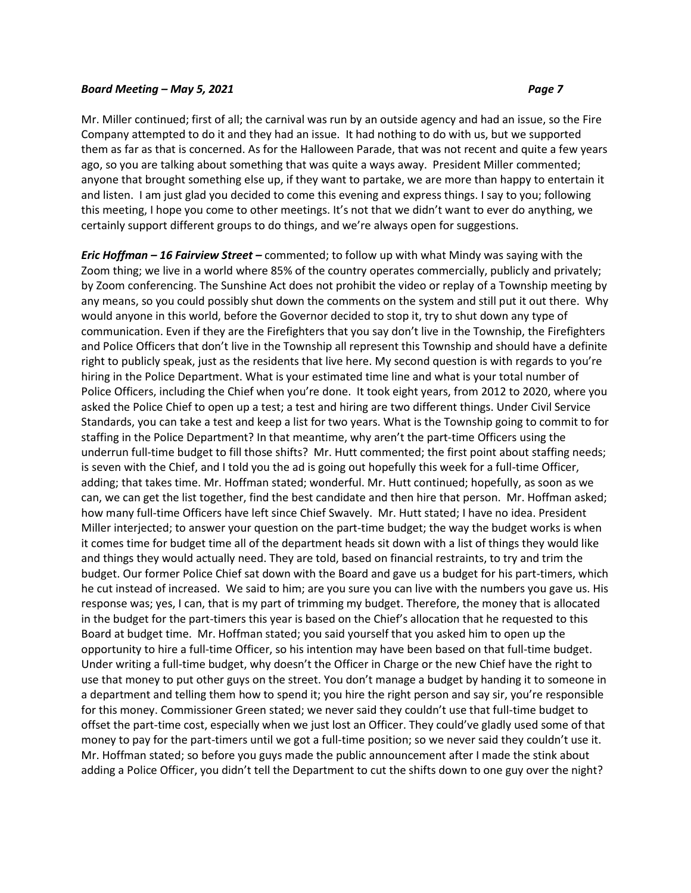Mr. Miller continued; first of all; the carnival was run by an outside agency and had an issue, so the Fire Company attempted to do it and they had an issue. It had nothing to do with us, but we supported them as far as that is concerned. As for the Halloween Parade, that was not recent and quite a few years ago, so you are talking about something that was quite a ways away. President Miller commented; anyone that brought something else up, if they want to partake, we are more than happy to entertain it and listen. I am just glad you decided to come this evening and express things. I say to you; following this meeting, I hope you come to other meetings. It's not that we didn't want to ever do anything, we certainly support different groups to do things, and we're always open for suggestions.

***Eric Hoffman – 16 Fairview Street –*** commented; to follow up with what Mindy was saying with the Zoom thing; we live in a world where 85% of the country operates commercially, publicly and privately; by Zoom conferencing. The Sunshine Act does not prohibit the video or replay of a Township meeting by any means, so you could possibly shut down the comments on the system and still put it out there. Why would anyone in this world, before the Governor decided to stop it, try to shut down any type of communication. Even if they are the Firefighters that you say don't live in the Township, the Firefighters and Police Officers that don't live in the Township all represent this Township and should have a definite right to publicly speak, just as the residents that live here. My second question is with regards to you're hiring in the Police Department. What is your estimated time line and what is your total number of Police Officers, including the Chief when you're done. It took eight years, from 2012 to 2020, where you asked the Police Chief to open up a test; a test and hiring are two different things. Under Civil Service Standards, you can take a test and keep a list for two years. What is the Township going to commit to for staffing in the Police Department? In that meantime, why aren't the part-time Officers using the underrun full-time budget to fill those shifts? Mr. Hutt commented; the first point about staffing needs; is seven with the Chief, and I told you the ad is going out hopefully this week for a full-time Officer, adding; that takes time. Mr. Hoffman stated; wonderful. Mr. Hutt continued; hopefully, as soon as we can, we can get the list together, find the best candidate and then hire that person. Mr. Hoffman asked; how many full-time Officers have left since Chief Swavely. Mr. Hutt stated; I have no idea. President Miller interjected; to answer your question on the part-time budget; the way the budget works is when it comes time for budget time all of the department heads sit down with a list of things they would like and things they would actually need. They are told, based on financial restraints, to try and trim the budget. Our former Police Chief sat down with the Board and gave us a budget for his part-timers, which he cut instead of increased. We said to him; are you sure you can live with the numbers you gave us. His response was; yes, I can, that is my part of trimming my budget. Therefore, the money that is allocated in the budget for the part-timers this year is based on the Chief's allocation that he requested to this Board at budget time. Mr. Hoffman stated; you said yourself that you asked him to open up the opportunity to hire a full-time Officer, so his intention may have been based on that full-time budget. Under writing a full-time budget, why doesn't the Officer in Charge or the new Chief have the right to use that money to put other guys on the street. You don't manage a budget by handing it to someone in a department and telling them how to spend it; you hire the right person and say sir, you're responsible for this money. Commissioner Green stated; we never said they couldn't use that full-time budget to offset the part-time cost, especially when we just lost an Officer. They could've gladly used some of that money to pay for the part-timers until we got a full-time position; so we never said they couldn't use it. Mr. Hoffman stated; so before you guys made the public announcement after I made the stink about adding a Police Officer, you didn't tell the Department to cut the shifts down to one guy over the night?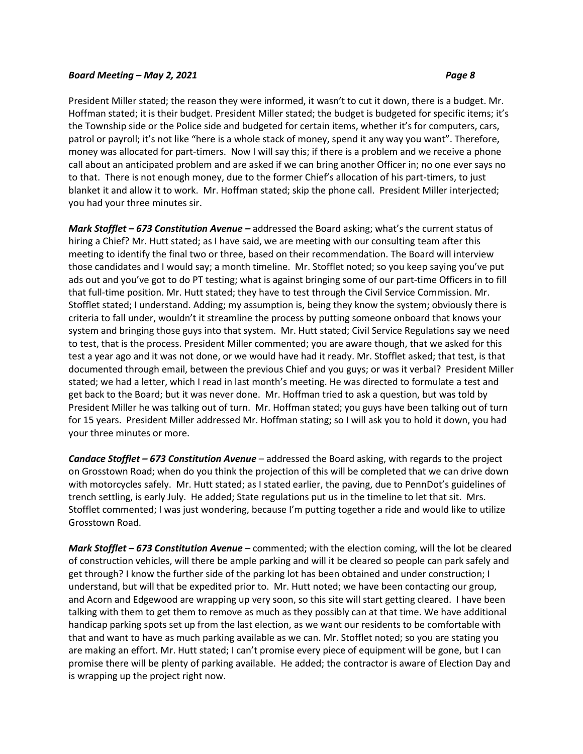President Miller stated; the reason they were informed, it wasn't to cut it down, there is a budget. Mr. Hoffman stated; it is their budget. President Miller stated; the budget is budgeted for specific items; it's the Township side or the Police side and budgeted for certain items, whether it's for computers, cars, patrol or payroll; it's not like "here is a whole stack of money, spend it any way you want". Therefore, money was allocated for part-timers. Now I will say this; if there is a problem and we receive a phone call about an anticipated problem and are asked if we can bring another Officer in; no one ever says no to that. There is not enough money, due to the former Chief's allocation of his part-timers, to just blanket it and allow it to work. Mr. Hoffman stated; skip the phone call. President Miller interjected; you had your three minutes sir.

***Mark Stofflet – 673 Constitution Avenue –*** addressed the Board asking; what's the current status of hiring a Chief? Mr. Hutt stated; as I have said, we are meeting with our consulting team after this meeting to identify the final two or three, based on their recommendation. The Board will interview those candidates and I would say; a month timeline. Mr. Stofflet noted; so you keep saying you've put ads out and you've got to do PT testing; what is against bringing some of our part-time Officers in to fill that full-time position. Mr. Hutt stated; they have to test through the Civil Service Commission. Mr. Stofflet stated; I understand. Adding; my assumption is, being they know the system; obviously there is criteria to fall under, wouldn't it streamline the process by putting someone onboard that knows your system and bringing those guys into that system. Mr. Hutt stated; Civil Service Regulations say we need to test, that is the process. President Miller commented; you are aware though, that we asked for this test a year ago and it was not done, or we would have had it ready. Mr. Stofflet asked; that test, is that documented through email, between the previous Chief and you guys; or was it verbal? President Miller stated; we had a letter, which I read in last month's meeting. He was directed to formulate a test and get back to the Board; but it was never done. Mr. Hoffman tried to ask a question, but was told by President Miller he was talking out of turn. Mr. Hoffman stated; you guys have been talking out of turn for 15 years. President Miller addressed Mr. Hoffman stating; so I will ask you to hold it down, you had your three minutes or more.

***Candace Stofflet – 673 Constitution Avenue*** – addressed the Board asking, with regards to the project on Grosstown Road; when do you think the projection of this will be completed that we can drive down with motorcycles safely. Mr. Hutt stated; as I stated earlier, the paving, due to PennDot's guidelines of trench settling, is early July. He added; State regulations put us in the timeline to let that sit. Mrs. Stofflet commented; I was just wondering, because I'm putting together a ride and would like to utilize Grosstown Road.

***Mark Stofflet – 673 Constitution Avenue*** – commented; with the election coming, will the lot be cleared of construction vehicles, will there be ample parking and will it be cleared so people can park safely and get through? I know the further side of the parking lot has been obtained and under construction; I understand, but will that be expedited prior to. Mr. Hutt noted; we have been contacting our group, and Acorn and Edgewood are wrapping up very soon, so this site will start getting cleared. I have been talking with them to get them to remove as much as they possibly can at that time. We have additional handicap parking spots set up from the last election, as we want our residents to be comfortable with that and want to have as much parking available as we can. Mr. Stofflet noted; so you are stating you are making an effort. Mr. Hutt stated; I can't promise every piece of equipment will be gone, but I can promise there will be plenty of parking available. He added; the contractor is aware of Election Day and is wrapping up the project right now.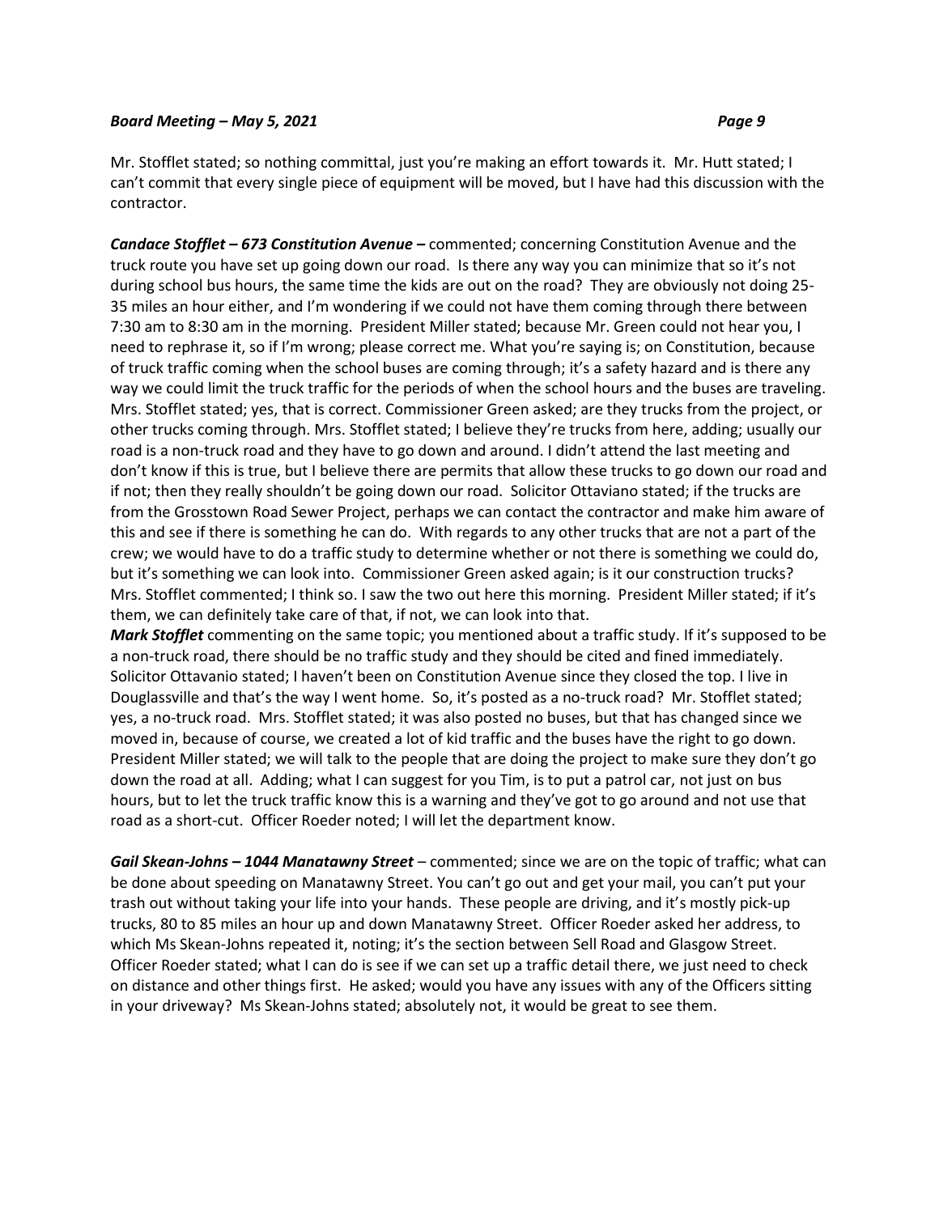Mr. Stofflet stated; so nothing committal, just you're making an effort towards it. Mr. Hutt stated; I can't commit that every single piece of equipment will be moved, but I have had this discussion with the contractor.

***Candace Stofflet – 673 Constitution Avenue –*** commented; concerning Constitution Avenue and the truck route you have set up going down our road. Is there any way you can minimize that so it's not during school bus hours, the same time the kids are out on the road? They are obviously not doing 25-35 miles an hour either, and I'm wondering if we could not have them coming through there between 7:30 am to 8:30 am in the morning. President Miller stated; because Mr. Green could not hear you, I need to rephrase it, so if I'm wrong; please correct me. What you're saying is; on Constitution, because of truck traffic coming when the school buses are coming through; it's a safety hazard and is there any way we could limit the truck traffic for the periods of when the school hours and the buses are traveling. Mrs. Stofflet stated; yes, that is correct. Commissioner Green asked; are they trucks from the project, or other trucks coming through. Mrs. Stofflet stated; I believe they're trucks from here, adding; usually our road is a non-truck road and they have to go down and around. I didn't attend the last meeting and don't know if this is true, but I believe there are permits that allow these trucks to go down our road and if not; then they really shouldn't be going down our road. Solicitor Ottaviano stated; if the trucks are from the Grosstown Road Sewer Project, perhaps we can contact the contractor and make him aware of this and see if there is something he can do. With regards to any other trucks that are not a part of the crew; we would have to do a traffic study to determine whether or not there is something we could do, but it's something we can look into. Commissioner Green asked again; is it our construction trucks? Mrs. Stofflet commented; I think so. I saw the two out here this morning. President Miller stated; if it's them, we can definitely take care of that, if not, we can look into that.

***Mark Stofflet*** commenting on the same topic; you mentioned about a traffic study. If it's supposed to be a non-truck road, there should be no traffic study and they should be cited and fined immediately. Solicitor Ottavanio stated; I haven't been on Constitution Avenue since they closed the top. I live in Douglassville and that's the way I went home. So, it's posted as a no-truck road? Mr. Stofflet stated; yes, a no-truck road. Mrs. Stofflet stated; it was also posted no buses, but that has changed since we moved in, because of course, we created a lot of kid traffic and the buses have the right to go down. President Miller stated; we will talk to the people that are doing the project to make sure they don't go down the road at all. Adding; what I can suggest for you Tim, is to put a patrol car, not just on bus hours, but to let the truck traffic know this is a warning and they've got to go around and not use that road as a short-cut. Officer Roeder noted; I will let the department know.

***Gail Skean-Johns – 1044 Manatawny Street*** – commented; since we are on the topic of traffic; what can be done about speeding on Manatawny Street. You can't go out and get your mail, you can't put your trash out without taking your life into your hands. These people are driving, and it's mostly pick-up trucks, 80 to 85 miles an hour up and down Manatawny Street. Officer Roeder asked her address, to which Ms Skean-Johns repeated it, noting; it's the section between Sell Road and Glasgow Street. Officer Roeder stated; what I can do is see if we can set up a traffic detail there, we just need to check on distance and other things first. He asked; would you have any issues with any of the Officers sitting in your driveway? Ms Skean-Johns stated; absolutely not, it would be great to see them.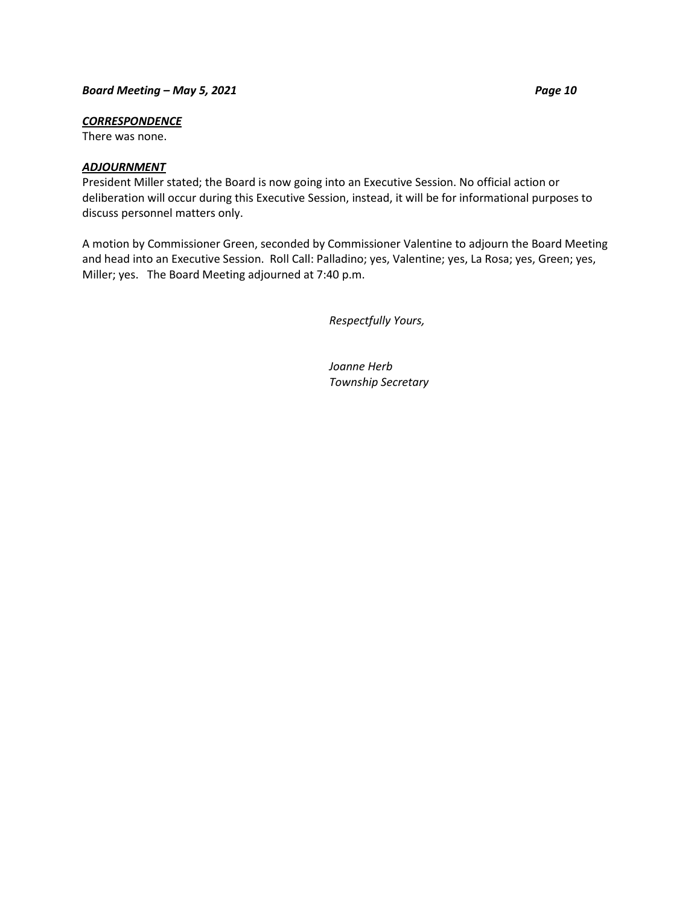***CORRESPONDENCE***

There was none.

***ADJOURNMENT***

President Miller stated; the Board is now going into an Executive Session. No official action or deliberation will occur during this Executive Session, instead, it will be for informational purposes to discuss personnel matters only.

A motion by Commissioner Green, seconded by Commissioner Valentine to adjourn the Board Meeting and head into an Executive Session. Roll Call: Palladino; yes, Valentine; yes, La Rosa; yes, Green; yes, Miller; yes. The Board Meeting adjourned at 7:40 p.m.

*Respectfully Yours,*

*Joanne Herb*
*Township Secretary*